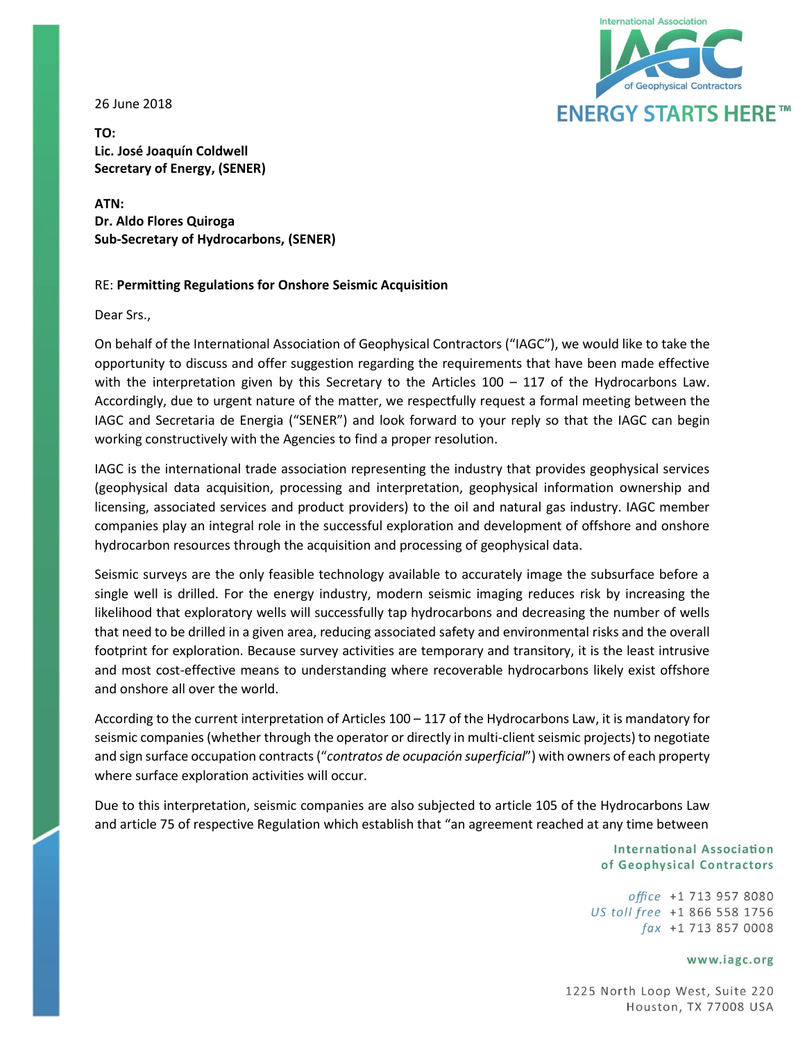26 June 2018

**TO:**
**Lic. José Joaquín Coldwell**
**Secretary of Energy, (SENER)**

**ATN:**
**Dr. Aldo Flores Quiroga**
**Sub-Secretary of Hydrocarbons, (SENER)**

RE: **Permitting Regulations for Onshore Seismic Acquisition**

Dear Srs.,

On behalf of the International Association of Geophysical Contractors ("IAGC"), we would like to take the opportunity to discuss and offer suggestion regarding the requirements that have been made effective with the interpretation given by this Secretary to the Articles 100 – 117 of the Hydrocarbons Law. Accordingly, due to urgent nature of the matter, we respectfully request a formal meeting between the IAGC and Secretaria de Energia ("SENER") and look forward to your reply so that the IAGC can begin working constructively with the Agencies to find a proper resolution.

IAGC is the international trade association representing the industry that provides geophysical services (geophysical data acquisition, processing and interpretation, geophysical information ownership and licensing, associated services and product providers) to the oil and natural gas industry. IAGC member companies play an integral role in the successful exploration and development of offshore and onshore hydrocarbon resources through the acquisition and processing of geophysical data.

Seismic surveys are the only feasible technology available to accurately image the subsurface before a single well is drilled. For the energy industry, modern seismic imaging reduces risk by increasing the likelihood that exploratory wells will successfully tap hydrocarbons and decreasing the number of wells that need to be drilled in a given area, reducing associated safety and environmental risks and the overall footprint for exploration. Because survey activities are temporary and transitory, it is the least intrusive and most cost-effective means to understanding where recoverable hydrocarbons likely exist offshore and onshore all over the world.

According to the current interpretation of Articles 100 – 117 of the Hydrocarbons Law, it is mandatory for seismic companies (whether through the operator or directly in multi-client seismic projects) to negotiate and sign surface occupation contracts ("*contratos de ocupación superficial*") with owners of each property where surface exploration activities will occur.

Due to this interpretation, seismic companies are also subjected to article 105 of the Hydrocarbons Law and article 75 of respective Regulation which establish that "an agreement reached at any time between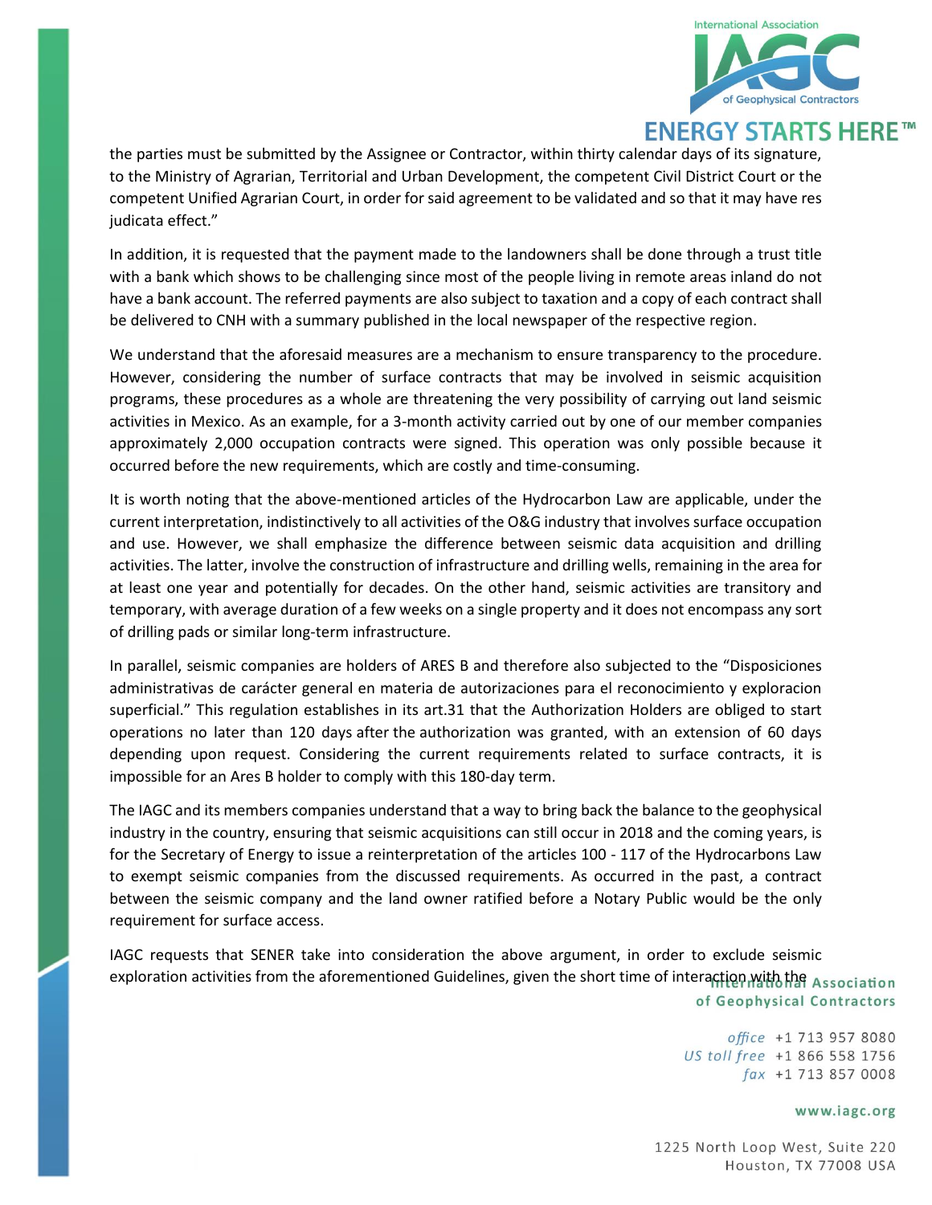the parties must be submitted by the Assignee or Contractor, within thirty calendar days of its signature, to the Ministry of Agrarian, Territorial and Urban Development, the competent Civil District Court or the competent Unified Agrarian Court, in order for said agreement to be validated and so that it may have res judicata effect."

In addition, it is requested that the payment made to the landowners shall be done through a trust title with a bank which shows to be challenging since most of the people living in remote areas inland do not have a bank account. The referred payments are also subject to taxation and a copy of each contract shall be delivered to CNH with a summary published in the local newspaper of the respective region.

We understand that the aforesaid measures are a mechanism to ensure transparency to the procedure. However, considering the number of surface contracts that may be involved in seismic acquisition programs, these procedures as a whole are threatening the very possibility of carrying out land seismic activities in Mexico. As an example, for a 3-month activity carried out by one of our member companies approximately 2,000 occupation contracts were signed. This operation was only possible because it occurred before the new requirements, which are costly and time-consuming.

It is worth noting that the above-mentioned articles of the Hydrocarbon Law are applicable, under the current interpretation, indistinctively to all activities of the O&G industry that involves surface occupation and use. However, we shall emphasize the difference between seismic data acquisition and drilling activities. The latter, involve the construction of infrastructure and drilling wells, remaining in the area for at least one year and potentially for decades. On the other hand, seismic activities are transitory and temporary, with average duration of a few weeks on a single property and it does not encompass any sort of drilling pads or similar long-term infrastructure.

In parallel, seismic companies are holders of ARES B and therefore also subjected to the "Disposiciones administrativas de carácter general en materia de autorizaciones para el reconocimiento y exploracion superficial." This regulation establishes in its art.31 that the Authorization Holders are obliged to start operations no later than 120 days after the authorization was granted, with an extension of 60 days depending upon request. Considering the current requirements related to surface contracts, it is impossible for an Ares B holder to comply with this 180-day term.

The IAGC and its members companies understand that a way to bring back the balance to the geophysical industry in the country, ensuring that seismic acquisitions can still occur in 2018 and the coming years, is for the Secretary of Energy to issue a reinterpretation of the articles 100 - 117 of the Hydrocarbons Law to exempt seismic companies from the discussed requirements. As occurred in the past, a contract between the seismic company and the land owner ratified before a Notary Public would be the only requirement for surface access.

IAGC requests that SENER take into consideration the above argument, in order to exclude seismic exploration activities from the aforementioned Guidelines, given the short time of interaction with the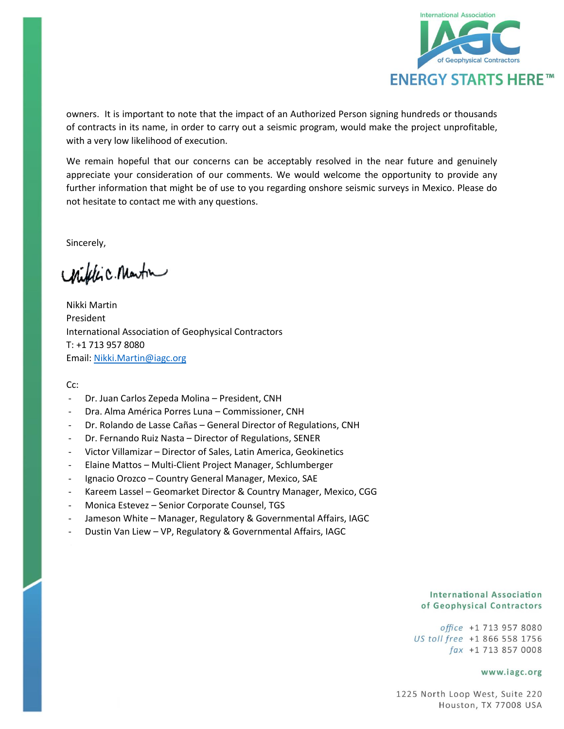owners. It is important to note that the impact of an Authorized Person signing hundreds or thousands of contracts in its name, in order to carry out a seismic program, would make the project unprofitable, with a very low likelihood of execution.

We remain hopeful that our concerns can be acceptably resolved in the near future and genuinely appreciate your consideration of our comments. We would welcome the opportunity to provide any further information that might be of use to you regarding onshore seismic surveys in Mexico. Please do not hesitate to contact me with any questions.

Sincerely,

Nikki Martin
President
International Association of Geophysical Contractors
T: +1 713 957 8080
Email: Nikki.Martin@iagc.org

Cc:

- Dr. Juan Carlos Zepeda Molina – President, CNH
- Dra. Alma América Porres Luna – Commissioner, CNH
- Dr. Rolando de Lasse Cañas – General Director of Regulations, CNH
- Dr. Fernando Ruiz Nasta – Director of Regulations, SENER
- Victor Villamizar – Director of Sales, Latin America, Geokinetics
- Elaine Mattos – Multi-Client Project Manager, Schlumberger
- Ignacio Orozco – Country General Manager, Mexico, SAE
- Kareem Lassel – Geomarket Director & Country Manager, Mexico, CGG
- Monica Estevez – Senior Corporate Counsel, TGS
- Jameson White – Manager, Regulatory & Governmental Affairs, IAGC
- Dustin Van Liew – VP, Regulatory & Governmental Affairs, IAGC